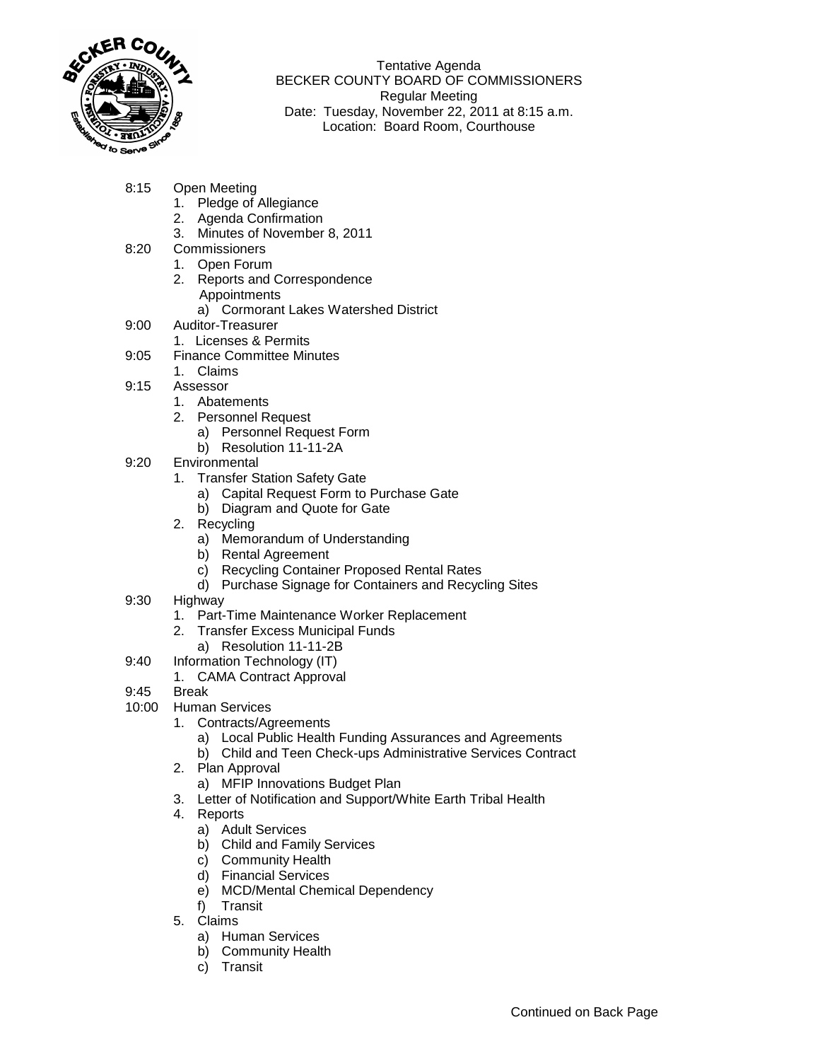Tentative Agenda
BECKER COUNTY BOARD OF COMMISSIONERS
Regular Meeting
Date: Tuesday, November 22, 2011 at 8:15 a.m.
Location: Board Room, Courthouse

8:15 Open Meeting
1. Pledge of Allegiance
2. Agenda Confirmation
3. Minutes of November 8, 2011

8:20 Commissioners
1. Open Forum
2. Reports and Correspondence
   Appointments
   a) Cormorant Lakes Watershed District

9:00 Auditor-Treasurer
1. Licenses & Permits

9:05 Finance Committee Minutes
1. Claims

9:15 Assessor
1. Abatements
2. Personnel Request
   a) Personnel Request Form
   b) Resolution 11-11-2A

9:20 Environmental
1. Transfer Station Safety Gate
   a) Capital Request Form to Purchase Gate
   b) Diagram and Quote for Gate
2. Recycling
   a) Memorandum of Understanding
   b) Rental Agreement
   c) Recycling Container Proposed Rental Rates
   d) Purchase Signage for Containers and Recycling Sites

9:30 Highway
1. Part-Time Maintenance Worker Replacement
2. Transfer Excess Municipal Funds
   a) Resolution 11-11-2B

9:40 Information Technology (IT)
1. CAMA Contract Approval

9:45 Break

10:00 Human Services
1. Contracts/Agreements
   a) Local Public Health Funding Assurances and Agreements
   b) Child and Teen Check-ups Administrative Services Contract
2. Plan Approval
   a) MFIP Innovations Budget Plan
3. Letter of Notification and Support/White Earth Tribal Health
4. Reports
   a) Adult Services
   b) Child and Family Services
   c) Community Health
   d) Financial Services
   e) MCD/Mental Chemical Dependency
   f) Transit
5. Claims
   a) Human Services
   b) Community Health
   c) Transit

Continued on Back Page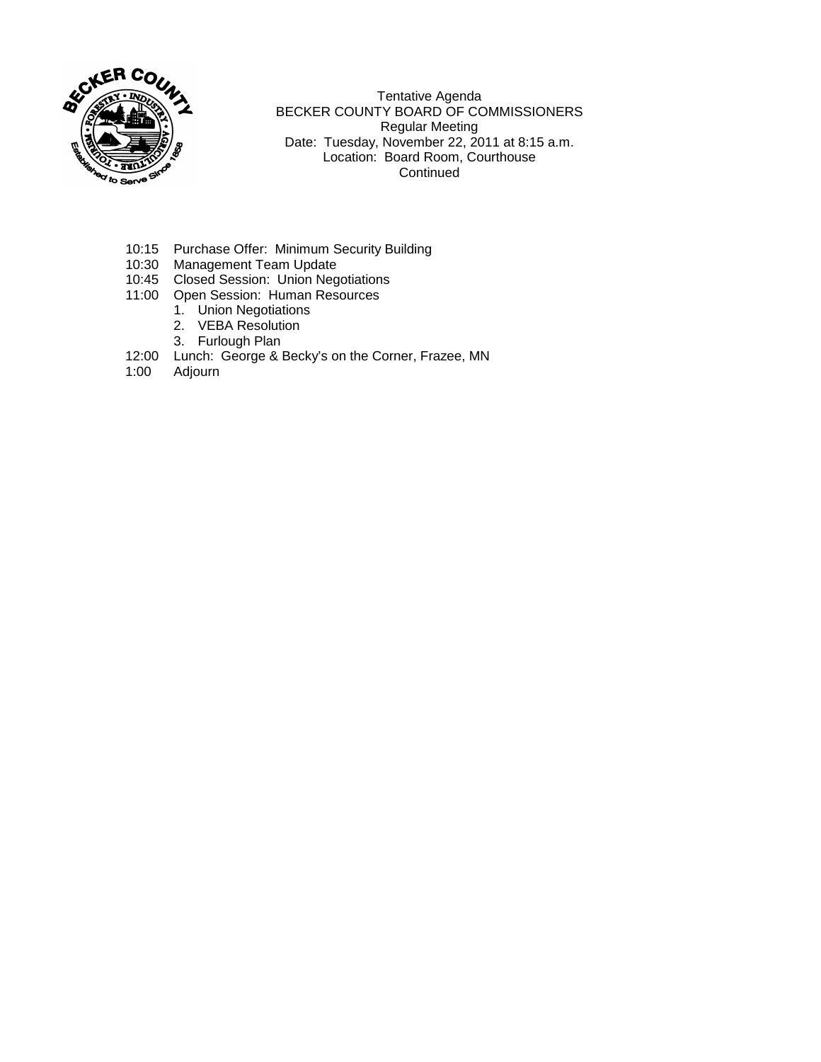Tentative Agenda
BECKER COUNTY BOARD OF COMMISSIONERS
Regular Meeting
Date: Tuesday, November 22, 2011 at 8:15 a.m.
Location: Board Room, Courthouse
Continued

- 10:15 Purchase Offer: Minimum Security Building
- 10:30 Management Team Update
- 10:45 Closed Session: Union Negotiations
- 11:00 Open Session: Human Resources
  1. Union Negotiations
  2. VEBA Resolution
  3. Furlough Plan
- 12:00 Lunch: George & Becky's on the Corner, Frazee, MN
- 1:00 Adjourn